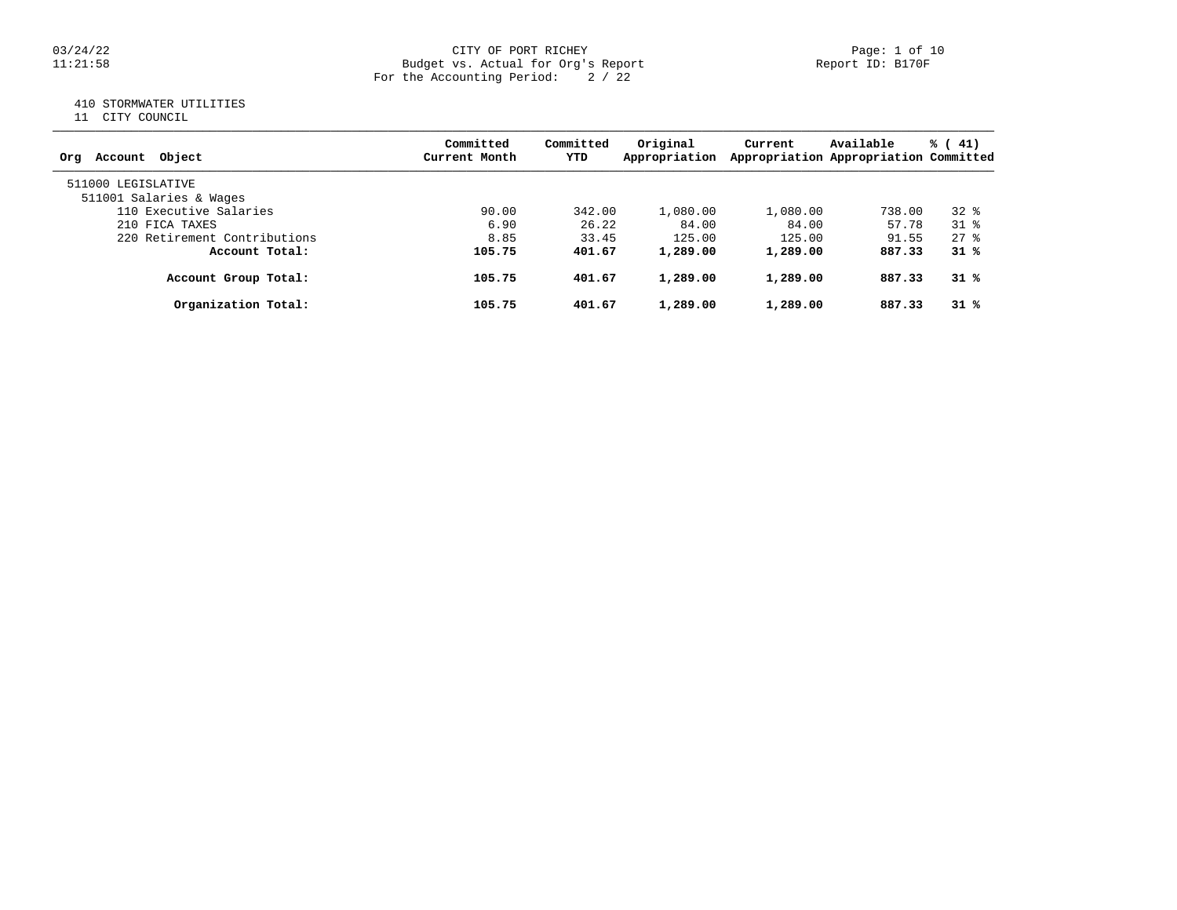CITY OF PORT RICHEY

Budget vs. Actual for Org's Report

For the Accounting Period: 2 / 22

03/24/22
11:21:58

Report ID: B170F

410 STORMWATER UTILITIES
11 CITY COUNCIL

| Org Account Object | Committed Current Month | Committed YTD | Original Appropriation | Current Appropriation | Available Appropriation | % ( 41) Committed |
|---|---|---|---|---|---|---|
| 511000 LEGISLATIVE | | | | | | |
| 511001 Salaries & Wages | | | | | | |
| 110 Executive Salaries | 90.00 | 342.00 | 1,080.00 | 1,080.00 | 738.00 | 32 % |
| 210 FICA TAXES | 6.90 | 26.22 | 84.00 | 84.00 | 57.78 | 31 % |
| 220 Retirement Contributions | 8.85 | 33.45 | 125.00 | 125.00 | 91.55 | 27 % |
| **Account Total:** | **105.75** | **401.67** | **1,289.00** | **1,289.00** | **887.33** | **31 %** |
| **Account Group Total:** | **105.75** | **401.67** | **1,289.00** | **1,289.00** | **887.33** | **31 %** |
| **Organization Total:** | **105.75** | **401.67** | **1,289.00** | **1,289.00** | **887.33** | **31 %** |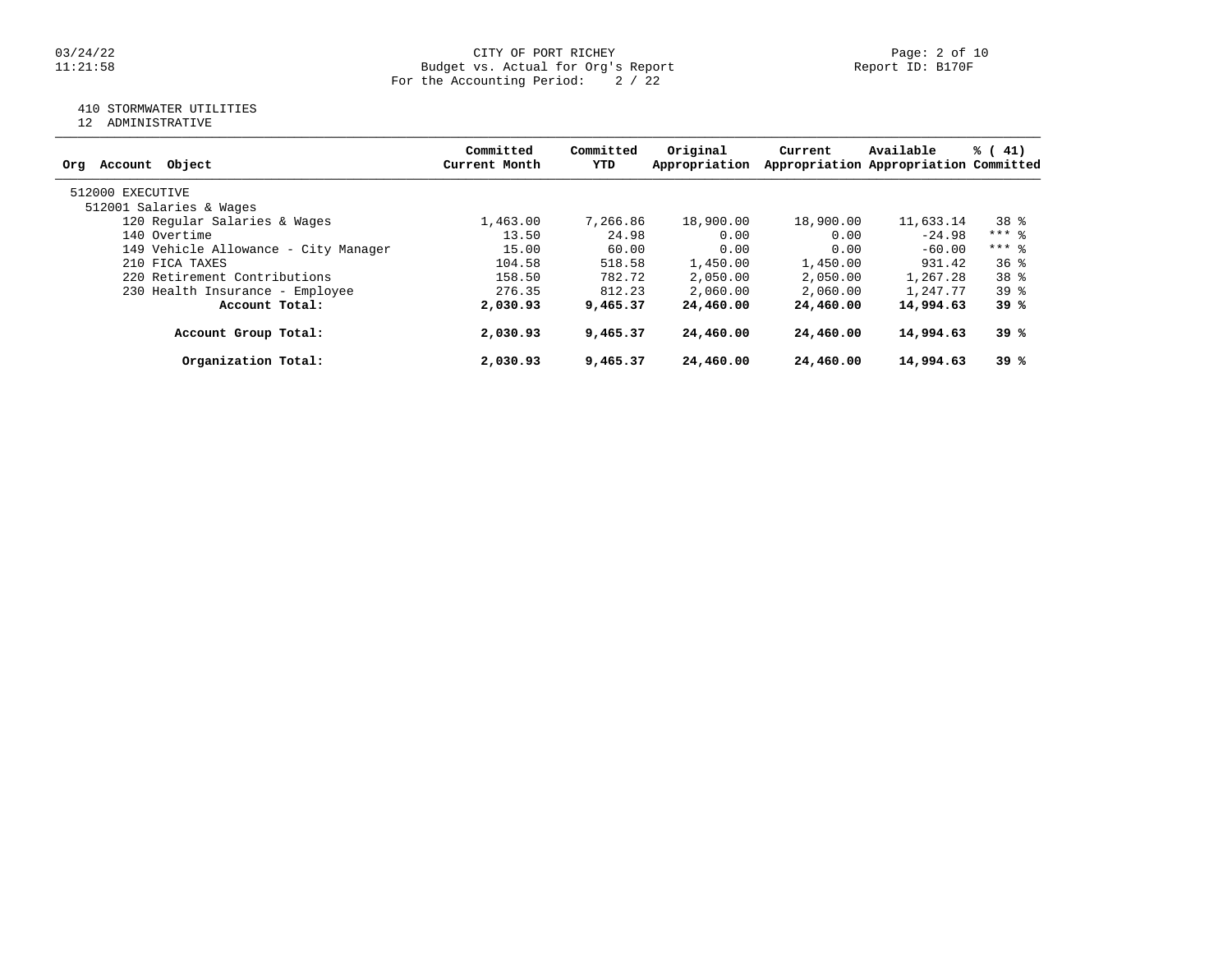CITY OF PORT RICHEY
Budget vs. Actual for Org's Report
For the Accounting Period: 2 / 22

03/24/22
11:21:58

Report ID: B170F

410 STORMWATER UTILITIES
12 ADMINISTRATIVE

| Org Account Object | Committed Current Month | Committed YTD | Original Appropriation | Current Appropriation | Available Appropriation | % ( 41) Committed |
|---|---|---|---|---|---|---|
| 512000 EXECUTIVE | | | | | | |
| 512001 Salaries & Wages | | | | | | |
| 120 Regular Salaries & Wages | 1,463.00 | 7,266.86 | 18,900.00 | 18,900.00 | 11,633.14 | 38 % |
| 140 Overtime | 13.50 | 24.98 | 0.00 | 0.00 | -24.98 | *** % |
| 149 Vehicle Allowance - City Manager | 15.00 | 60.00 | 0.00 | 0.00 | -60.00 | *** % |
| 210 FICA TAXES | 104.58 | 518.58 | 1,450.00 | 1,450.00 | 931.42 | 36 % |
| 220 Retirement Contributions | 158.50 | 782.72 | 2,050.00 | 2,050.00 | 1,267.28 | 38 % |
| 230 Health Insurance - Employee | 276.35 | 812.23 | 2,060.00 | 2,060.00 | 1,247.77 | 39 % |
| **Account Total:** | **2,030.93** | **9,465.37** | **24,460.00** | **24,460.00** | **14,994.63** | **39 %** |
| **Account Group Total:** | **2,030.93** | **9,465.37** | **24,460.00** | **24,460.00** | **14,994.63** | **39 %** |
| **Organization Total:** | **2,030.93** | **9,465.37** | **24,460.00** | **24,460.00** | **14,994.63** | **39 %** |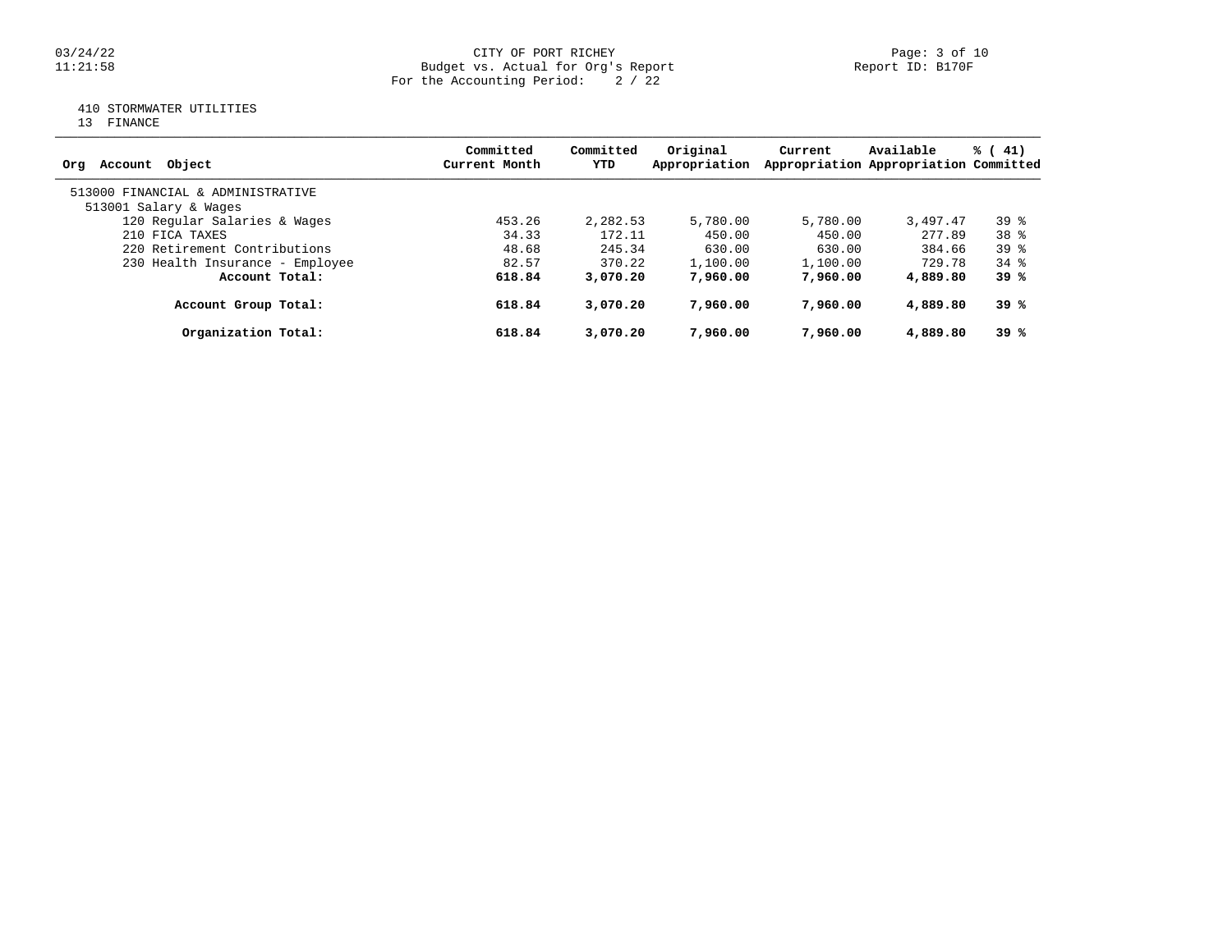CITY OF PORT RICHEY
Budget vs. Actual for Org's Report
For the Accounting Period: 2 / 22

Report ID: B170F

03/24/22
11:21:58

410 STORMWATER UTILITIES
13 FINANCE

| Org Account Object | Committed Current Month | Committed YTD | Original Appropriation | Current Appropriation | Available Appropriation | % ( 41) Committed |
|---|---|---|---|---|---|---|
| 513000 FINANCIAL & ADMINISTRATIVE | | | | | | |
| 513001 Salary & Wages | | | | | | |
| 120 Regular Salaries & Wages | 453.26 | 2,282.53 | 5,780.00 | 5,780.00 | 3,497.47 | 39 % |
| 210 FICA TAXES | 34.33 | 172.11 | 450.00 | 450.00 | 277.89 | 38 % |
| 220 Retirement Contributions | 48.68 | 245.34 | 630.00 | 630.00 | 384.66 | 39 % |
| 230 Health Insurance - Employee | 82.57 | 370.22 | 1,100.00 | 1,100.00 | 729.78 | 34 % |
| **Account Total:** | **618.84** | **3,070.20** | **7,960.00** | **7,960.00** | **4,889.80** | **39 %** |
| **Account Group Total:** | **618.84** | **3,070.20** | **7,960.00** | **7,960.00** | **4,889.80** | **39 %** |
| **Organization Total:** | **618.84** | **3,070.20** | **7,960.00** | **7,960.00** | **4,889.80** | **39 %** |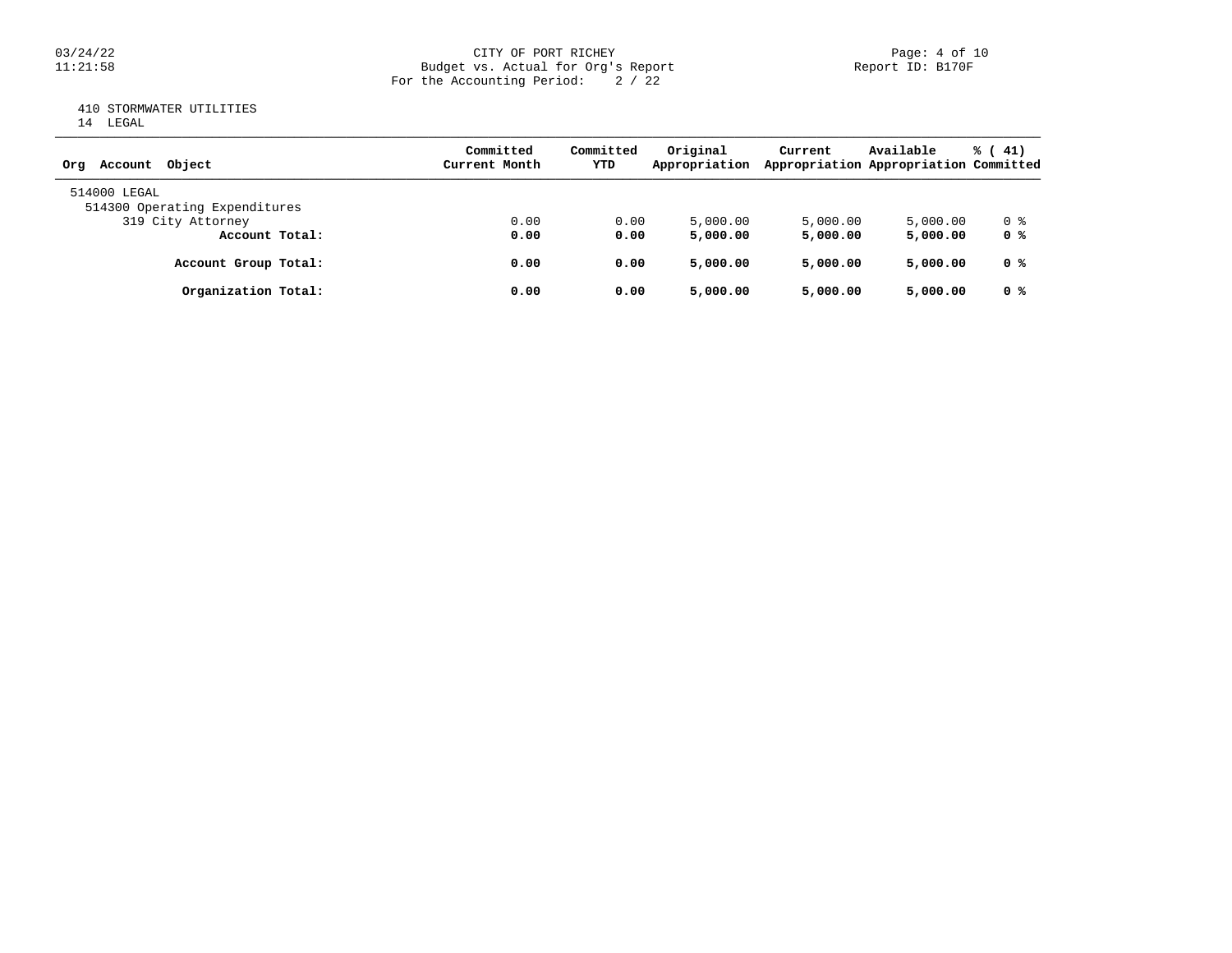CITY OF PORT RICHEY
Budget vs. Actual for Org's Report
For the Accounting Period: 2 / 22

410 STORMWATER UTILITIES
14 LEGAL

| Org Account Object | Committed Current Month | Committed YTD | Original Appropriation | Current Appropriation | Available Appropriation | % ( 41) Committed |
|---|---|---|---|---|---|---|
| 514000 LEGAL | | | | | | |
| 514300 Operating Expenditures | | | | | | |
| 319 City Attorney | 0.00 | 0.00 | 5,000.00 | 5,000.00 | 5,000.00 | 0 % |
| **Account Total:** | **0.00** | **0.00** | **5,000.00** | **5,000.00** | **5,000.00** | **0 %** |
| **Account Group Total:** | **0.00** | **0.00** | **5,000.00** | **5,000.00** | **5,000.00** | **0 %** |
| **Organization Total:** | **0.00** | **0.00** | **5,000.00** | **5,000.00** | **5,000.00** | **0 %** |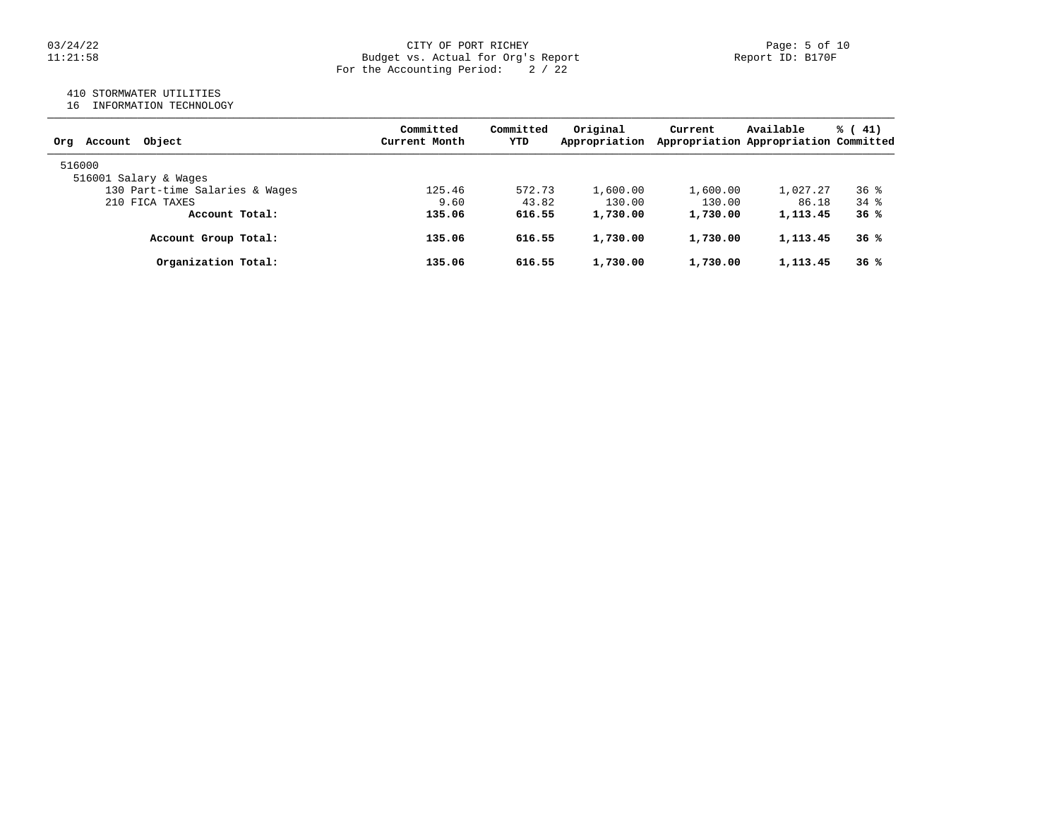CITY OF PORT RICHEY
Budget vs. Actual for Org's Report
For the Accounting Period: 2 / 22

Report ID: B170F

410 STORMWATER UTILITIES
16 INFORMATION TECHNOLOGY

| Org Account Object | Committed Current Month | Committed YTD | Original Appropriation | Current Appropriation | Available Appropriation | % ( 41) Committed |
|---|---|---|---|---|---|---|
| 516000 | | | | | | |
| 516001 Salary & Wages | | | | | | |
| 130 Part-time Salaries & Wages | 125.46 | 572.73 | 1,600.00 | 1,600.00 | 1,027.27 | 36 % |
| 210 FICA TAXES | 9.60 | 43.82 | 130.00 | 130.00 | 86.18 | 34 % |
| **Account Total:** | **135.06** | **616.55** | **1,730.00** | **1,730.00** | **1,113.45** | **36 %** |
| **Account Group Total:** | **135.06** | **616.55** | **1,730.00** | **1,730.00** | **1,113.45** | **36 %** |
| **Organization Total:** | **135.06** | **616.55** | **1,730.00** | **1,730.00** | **1,113.45** | **36 %** |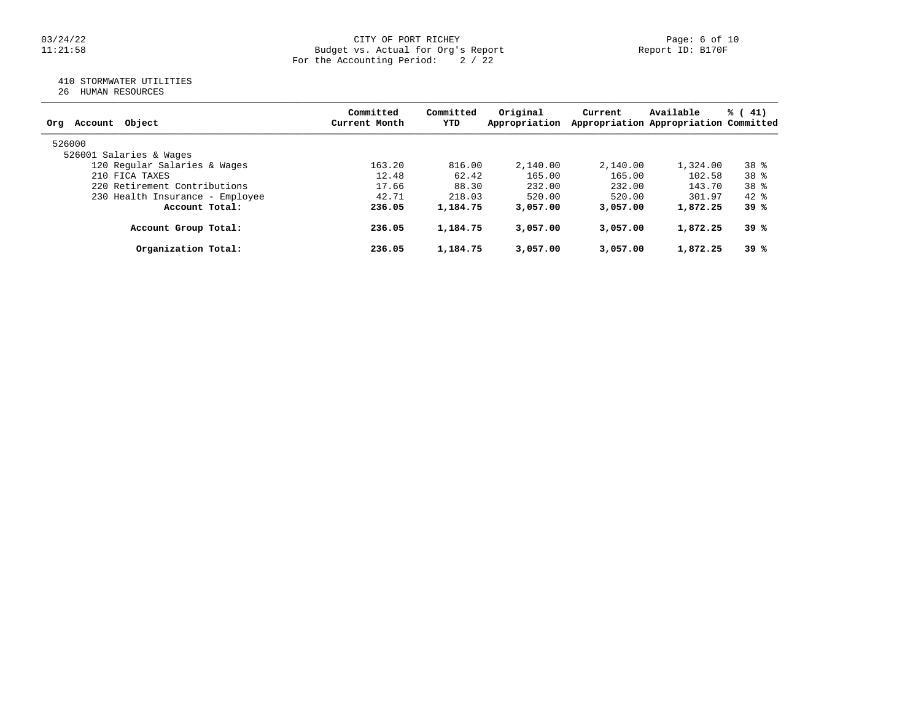# CITY OF PORT RICHEY

Budget vs. Actual for Org's Report

For the Accounting Period: 2 / 22

03/24/22 11:21:58

Report ID: B170F

410 STORMWATER UTILITIES

26 HUMAN RESOURCES

| Org Account Object | Committed Current Month | Committed YTD | Original Appropriation | Current Appropriation | Available Appropriation | % ( 41) Committed |
|---|---|---|---|---|---|---|
| 526000 | | | | | | |
| 526001 Salaries & Wages | | | | | | |
| 120 Regular Salaries & Wages | 163.20 | 816.00 | 2,140.00 | 2,140.00 | 1,324.00 | 38 % |
| 210 FICA TAXES | 12.48 | 62.42 | 165.00 | 165.00 | 102.58 | 38 % |
| 220 Retirement Contributions | 17.66 | 88.30 | 232.00 | 232.00 | 143.70 | 38 % |
| 230 Health Insurance - Employee | 42.71 | 218.03 | 520.00 | 520.00 | 301.97 | 42 % |
| **Account Total:** | **236.05** | **1,184.75** | **3,057.00** | **3,057.00** | **1,872.25** | **39 %** |
| **Account Group Total:** | **236.05** | **1,184.75** | **3,057.00** | **3,057.00** | **1,872.25** | **39 %** |
| **Organization Total:** | **236.05** | **1,184.75** | **3,057.00** | **3,057.00** | **1,872.25** | **39 %** |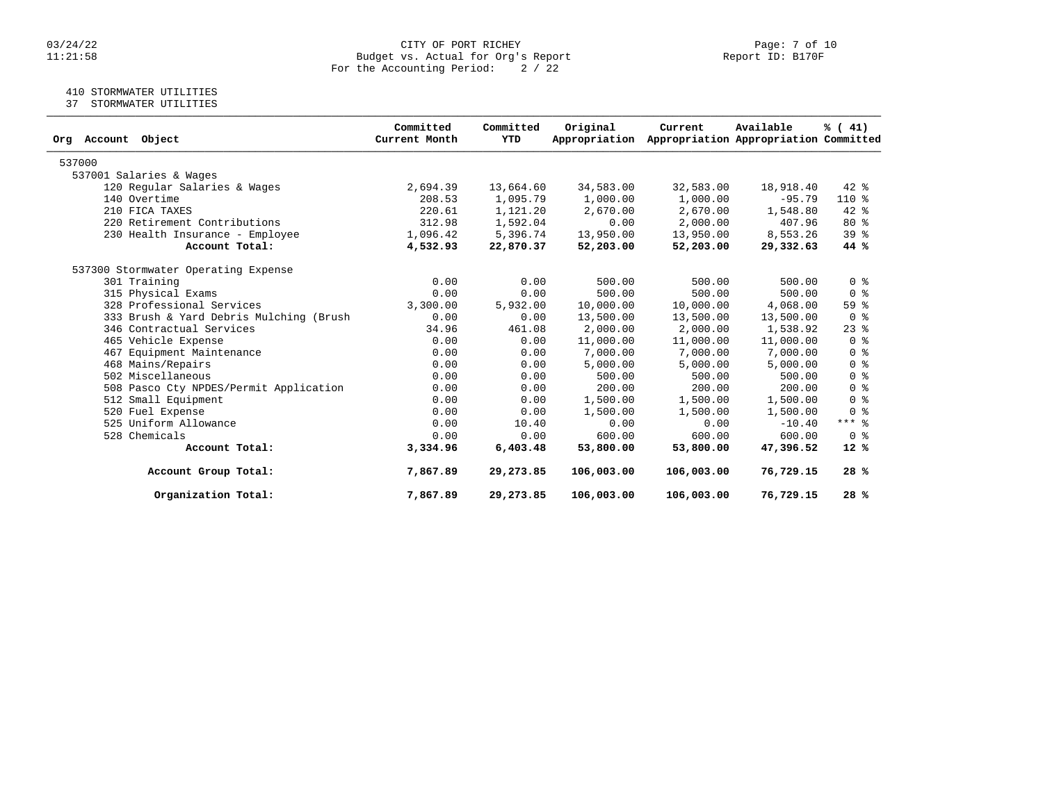CITY OF PORT RICHEY
Budget vs. Actual for Org's Report
For the Accounting Period: 2 / 22

03/24/22
11:21:58

Report ID: B170F

410 STORMWATER UTILITIES
37 STORMWATER UTILITIES

| Org Account Object | Committed Current Month | Committed YTD | Original Appropriation | Current Appropriation | Available Appropriation | % ( 41) Committed |
|---|---|---|---|---|---|---|
| 537000 | | | | | | |
| 537001 Salaries & Wages | | | | | | |
| 120 Regular Salaries & Wages | 2,694.39 | 13,664.60 | 34,583.00 | 32,583.00 | 18,918.40 | 42 % |
| 140 Overtime | 208.53 | 1,095.79 | 1,000.00 | 1,000.00 | -95.79 | 110 % |
| 210 FICA TAXES | 220.61 | 1,121.20 | 2,670.00 | 2,670.00 | 1,548.80 | 42 % |
| 220 Retirement Contributions | 312.98 | 1,592.04 | 0.00 | 2,000.00 | 407.96 | 80 % |
| 230 Health Insurance - Employee | 1,096.42 | 5,396.74 | 13,950.00 | 13,950.00 | 8,553.26 | 39 % |
| **Account Total:** | **4,532.93** | **22,870.37** | **52,203.00** | **52,203.00** | **29,332.63** | **44 %** |
| 537300 Stormwater Operating Expense | | | | | | |
| 301 Training | 0.00 | 0.00 | 500.00 | 500.00 | 500.00 | 0 % |
| 315 Physical Exams | 0.00 | 0.00 | 500.00 | 500.00 | 500.00 | 0 % |
| 328 Professional Services | 3,300.00 | 5,932.00 | 10,000.00 | 10,000.00 | 4,068.00 | 59 % |
| 333 Brush & Yard Debris Mulching (Brush | 0.00 | 0.00 | 13,500.00 | 13,500.00 | 13,500.00 | 0 % |
| 346 Contractual Services | 34.96 | 461.08 | 2,000.00 | 2,000.00 | 1,538.92 | 23 % |
| 465 Vehicle Expense | 0.00 | 0.00 | 11,000.00 | 11,000.00 | 11,000.00 | 0 % |
| 467 Equipment Maintenance | 0.00 | 0.00 | 7,000.00 | 7,000.00 | 7,000.00 | 0 % |
| 468 Mains/Repairs | 0.00 | 0.00 | 5,000.00 | 5,000.00 | 5,000.00 | 0 % |
| 502 Miscellaneous | 0.00 | 0.00 | 500.00 | 500.00 | 500.00 | 0 % |
| 508 Pasco Cty NPDES/Permit Application | 0.00 | 0.00 | 200.00 | 200.00 | 200.00 | 0 % |
| 512 Small Equipment | 0.00 | 0.00 | 1,500.00 | 1,500.00 | 1,500.00 | 0 % |
| 520 Fuel Expense | 0.00 | 0.00 | 1,500.00 | 1,500.00 | 1,500.00 | 0 % |
| 525 Uniform Allowance | 0.00 | 10.40 | 0.00 | 0.00 | -10.40 | *** % |
| 528 Chemicals | 0.00 | 0.00 | 600.00 | 600.00 | 600.00 | 0 % |
| **Account Total:** | **3,334.96** | **6,403.48** | **53,800.00** | **53,800.00** | **47,396.52** | **12 %** |
| **Account Group Total:** | **7,867.89** | **29,273.85** | **106,003.00** | **106,003.00** | **76,729.15** | **28 %** |
| **Organization Total:** | **7,867.89** | **29,273.85** | **106,003.00** | **106,003.00** | **76,729.15** | **28 %** |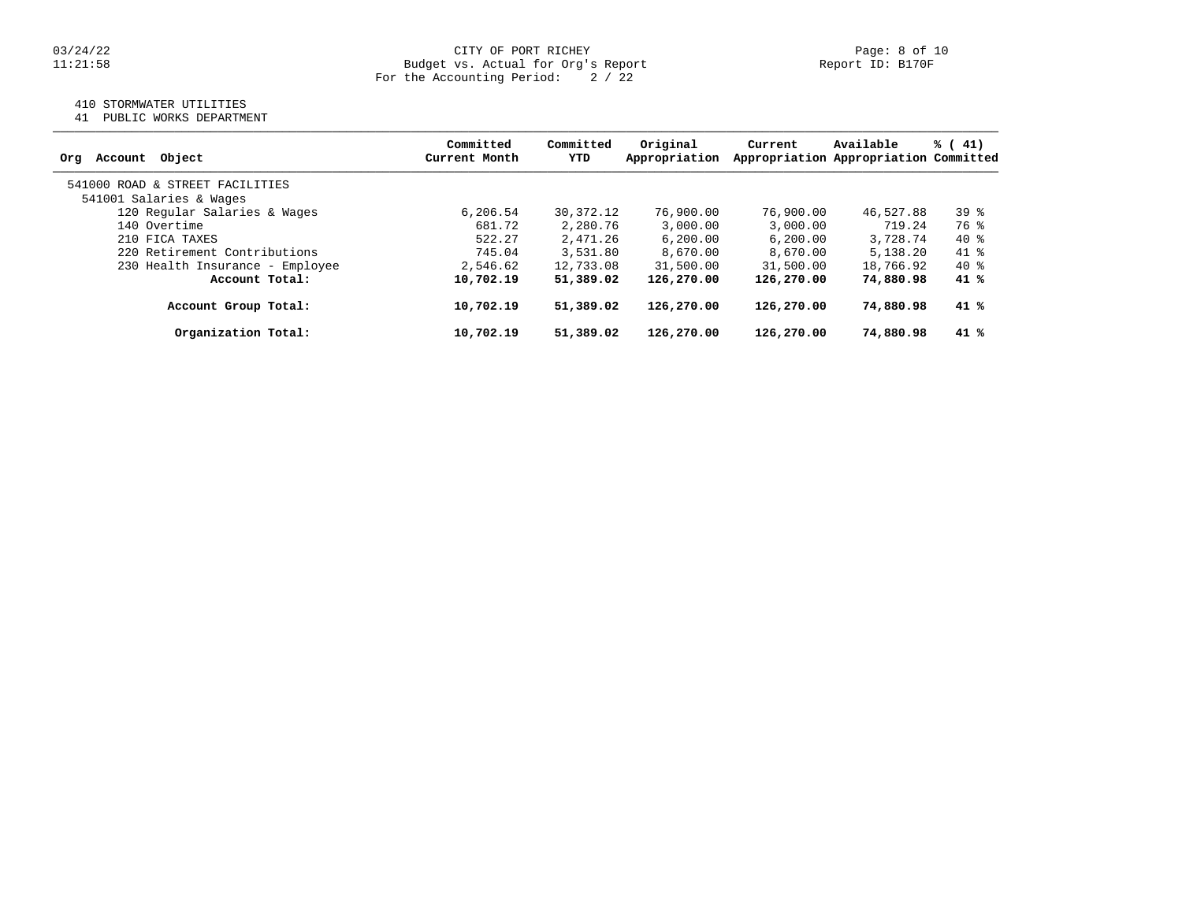CITY OF PORT RICHEY
Budget vs. Actual for Org's Report
For the Accounting Period: 2 / 22

03/24/22
11:21:58

Report ID: B170F

410 STORMWATER UTILITIES
41 PUBLIC WORKS DEPARTMENT

| Org Account Object | Committed Current Month | Committed YTD | Original Appropriation | Current Appropriation | Available Appropriation | % ( 41) Committed |
|---|---|---|---|---|---|---|
| 541000 ROAD & STREET FACILITIES | | | | | | |
| 541001 Salaries & Wages | | | | | | |
| 120 Regular Salaries & Wages | 6,206.54 | 30,372.12 | 76,900.00 | 76,900.00 | 46,527.88 | 39 % |
| 140 Overtime | 681.72 | 2,280.76 | 3,000.00 | 3,000.00 | 719.24 | 76 % |
| 210 FICA TAXES | 522.27 | 2,471.26 | 6,200.00 | 6,200.00 | 3,728.74 | 40 % |
| 220 Retirement Contributions | 745.04 | 3,531.80 | 8,670.00 | 8,670.00 | 5,138.20 | 41 % |
| 230 Health Insurance - Employee | 2,546.62 | 12,733.08 | 31,500.00 | 31,500.00 | 18,766.92 | 40 % |
| **Account Total:** | **10,702.19** | **51,389.02** | **126,270.00** | **126,270.00** | **74,880.98** | **41 %** |
| **Account Group Total:** | **10,702.19** | **51,389.02** | **126,270.00** | **126,270.00** | **74,880.98** | **41 %** |
| **Organization Total:** | **10,702.19** | **51,389.02** | **126,270.00** | **126,270.00** | **74,880.98** | **41 %** |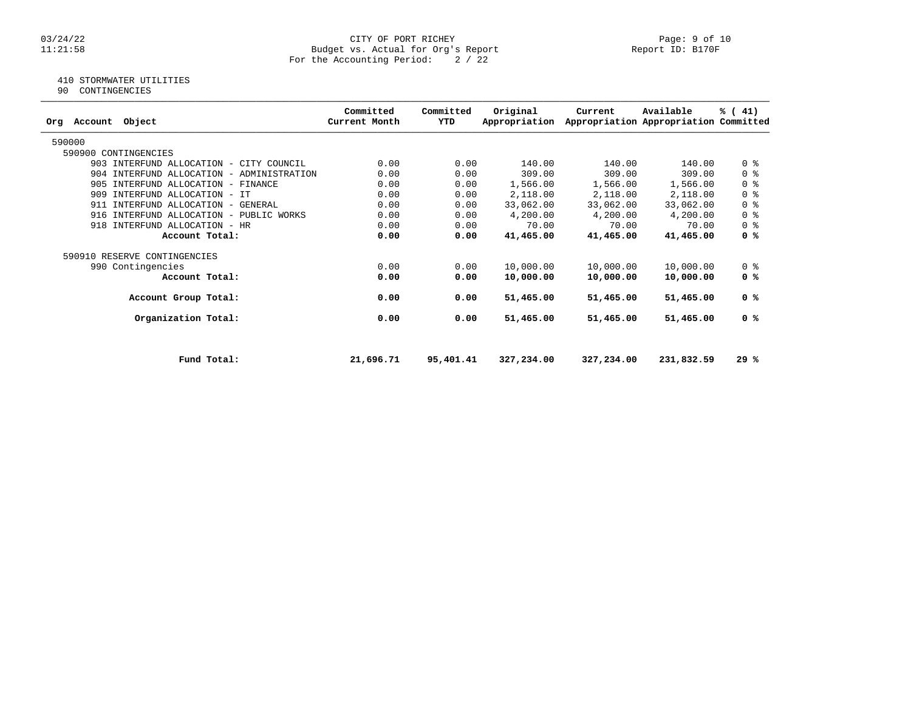CITY OF PORT RICHEY
Budget vs. Actual for Org's Report
For the Accounting Period: 2 / 22

410 STORMWATER UTILITIES
90 CONTINGENCIES

| Org Account Object | Committed Current Month | Committed YTD | Original Appropriation | Current Appropriation | Available Appropriation | % ( 41) Committed |
|---|---|---|---|---|---|---|
| 590000 | | | | | | |
| 590900 CONTINGENCIES | | | | | | |
| 903 INTERFUND ALLOCATION - CITY COUNCIL | 0.00 | 0.00 | 140.00 | 140.00 | 140.00 | 0 % |
| 904 INTERFUND ALLOCATION - ADMINISTRATION | 0.00 | 0.00 | 309.00 | 309.00 | 309.00 | 0 % |
| 905 INTERFUND ALLOCATION - FINANCE | 0.00 | 0.00 | 1,566.00 | 1,566.00 | 1,566.00 | 0 % |
| 909 INTERFUND ALLOCATION - IT | 0.00 | 0.00 | 2,118.00 | 2,118.00 | 2,118.00 | 0 % |
| 911 INTERFUND ALLOCATION - GENERAL | 0.00 | 0.00 | 33,062.00 | 33,062.00 | 33,062.00 | 0 % |
| 916 INTERFUND ALLOCATION - PUBLIC WORKS | 0.00 | 0.00 | 4,200.00 | 4,200.00 | 4,200.00 | 0 % |
| 918 INTERFUND ALLOCATION - HR | 0.00 | 0.00 | 70.00 | 70.00 | 70.00 | 0 % |
| **Account Total:** | **0.00** | **0.00** | **41,465.00** | **41,465.00** | **41,465.00** | **0 %** |
| 590910 RESERVE CONTINGENCIES | | | | | | |
| 990 Contingencies | 0.00 | 0.00 | 10,000.00 | 10,000.00 | 10,000.00 | 0 % |
| **Account Total:** | **0.00** | **0.00** | **10,000.00** | **10,000.00** | **10,000.00** | **0 %** |
| **Account Group Total:** | **0.00** | **0.00** | **51,465.00** | **51,465.00** | **51,465.00** | **0 %** |
| **Organization Total:** | **0.00** | **0.00** | **51,465.00** | **51,465.00** | **51,465.00** | **0 %** |
| **Fund Total:** | **21,696.71** | **95,401.41** | **327,234.00** | **327,234.00** | **231,832.59** | **29 %** |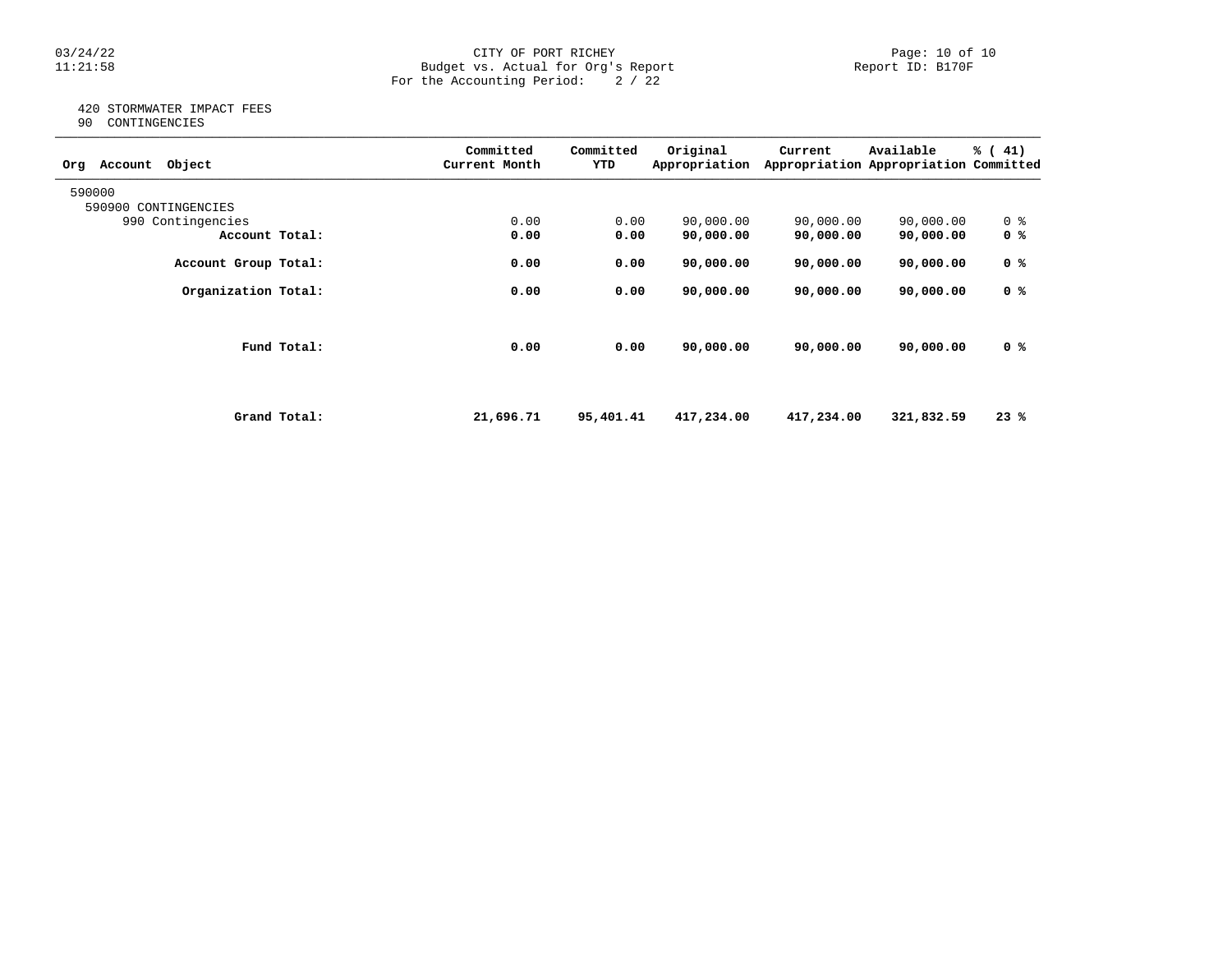420 STORMWATER IMPACT FEES
90 CONTINGENCIES

| Org Account Object | Committed Current Month | Committed YTD | Original Appropriation | Current Appropriation | Available Appropriation | % ( 41) Committed |
|---|---|---|---|---|---|---|
| 590000 | | | | | | |
| 590900 CONTINGENCIES | | | | | | |
| 990 Contingencies | 0.00 | 0.00 | 90,000.00 | 90,000.00 | 90,000.00 | 0 % |
| **Account Total:** | **0.00** | **0.00** | **90,000.00** | **90,000.00** | **90,000.00** | **0 %** |
| **Account Group Total:** | **0.00** | **0.00** | **90,000.00** | **90,000.00** | **90,000.00** | **0 %** |
| **Organization Total:** | **0.00** | **0.00** | **90,000.00** | **90,000.00** | **90,000.00** | **0 %** |
| **Fund Total:** | **0.00** | **0.00** | **90,000.00** | **90,000.00** | **90,000.00** | **0 %** |
| **Grand Total:** | **21,696.71** | **95,401.41** | **417,234.00** | **417,234.00** | **321,832.59** | **23 %** |